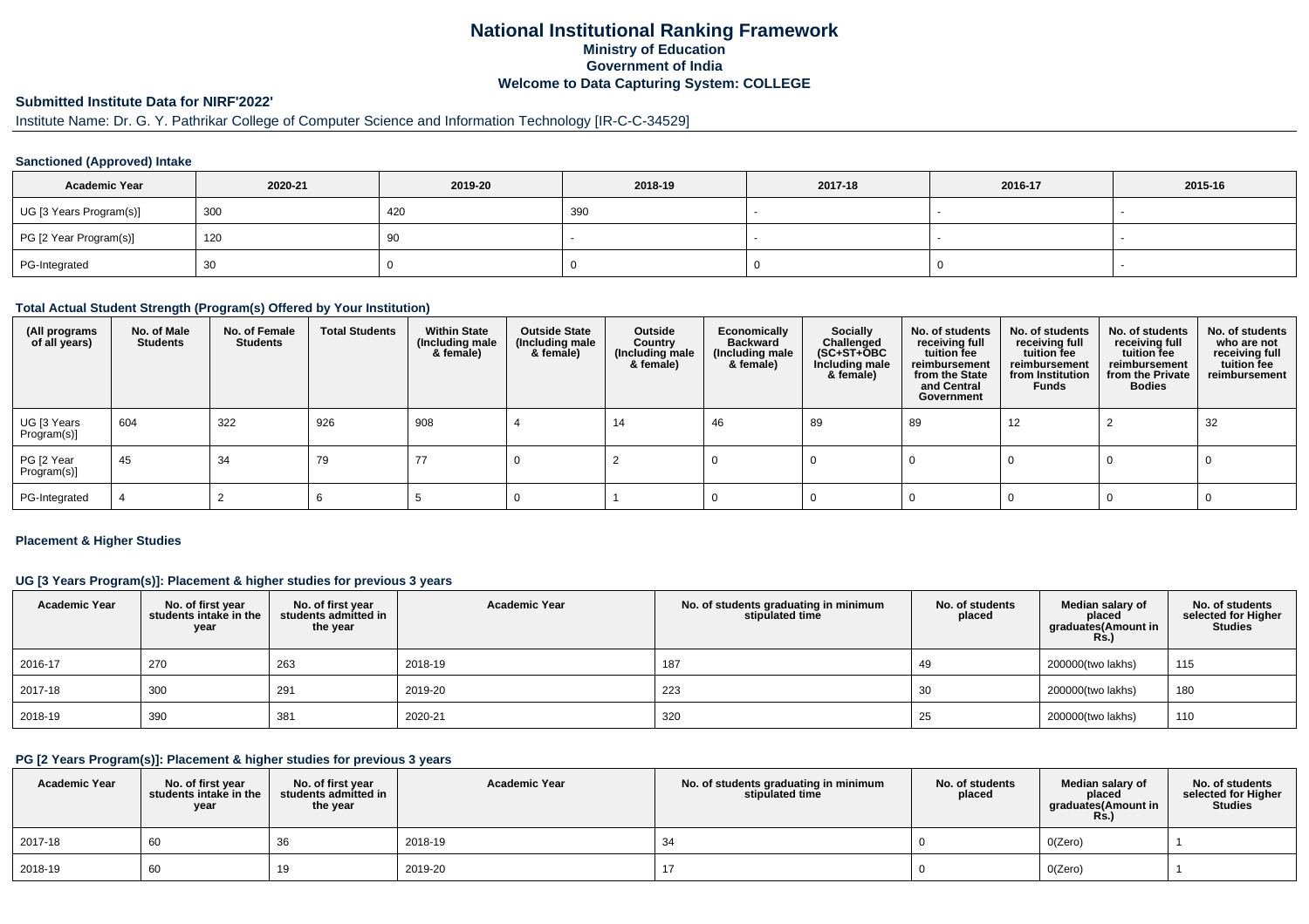# National Institutional Ranking Framework
## Ministry of Education
## Government of India
## Welcome to Data Capturing System: COLLEGE

### Submitted Institute Data for NIRF'2022'

Institute Name: Dr. G. Y. Pathrikar College of Computer Science and Information Technology [IR-C-C-34529]

#### Sanctioned (Approved) Intake

| Academic Year | 2020-21 | 2019-20 | 2018-19 | 2017-18 | 2016-17 | 2015-16 |
|---|---|---|---|---|---|---|
| UG [3 Years Program(s)] | 300 | 420 | 390 | - | - | - |
| PG [2 Year Program(s)] | 120 | 90 | - | - | - | - |
| PG-Integrated | 30 | 0 | 0 | 0 | 0 | - |

#### Total Actual Student Strength (Program(s) Offered by Your Institution)

| (All programs of all years) | No. of Male Students | No. of Female Students | Total Students | Within State (Including male & female) | Outside State (Including male & female) | Outside Country (Including male & female) | Economically Backward (Including male & female) | Socially Challenged (SC+ST+OBC Including male & female) | No. of students receiving full tuition fee reimbursement from the State and Central Government | No. of students receiving full tuition fee reimbursement from Institution Funds | No. of students receiving full tuition fee reimbursement from the Private Bodies | No. of students who are not receiving full tuition fee reimbursement |
|---|---|---|---|---|---|---|---|---|---|---|---|---|
| UG [3 Years Program(s)] | 604 | 322 | 926 | 908 | 4 | 14 | 46 | 89 | 89 | 12 | 2 | 32 |
| PG [2 Year Program(s)] | 45 | 34 | 79 | 77 | 0 | 2 | 0 | 0 | 0 | 0 | 0 | 0 |
| PG-Integrated | 4 | 2 | 6 | 5 | 0 | 1 | 0 | 0 | 0 | 0 | 0 | 0 |

#### Placement & Higher Studies

#### UG [3 Years Program(s)]: Placement & higher studies for previous 3 years

| Academic Year | No. of first year students intake in the year | No. of first year students admitted in the year | Academic Year | No. of students graduating in minimum stipulated time | No. of students placed | Median salary of placed graduates(Amount in Rs.) | No. of students selected for Higher Studies |
|---|---|---|---|---|---|---|---|
| 2016-17 | 270 | 263 | 2018-19 | 187 | 49 | 200000(two lakhs) | 115 |
| 2017-18 | 300 | 291 | 2019-20 | 223 | 30 | 200000(two lakhs) | 180 |
| 2018-19 | 390 | 381 | 2020-21 | 320 | 25 | 200000(two lakhs) | 110 |

#### PG [2 Years Program(s)]: Placement & higher studies for previous 3 years

| Academic Year | No. of first year students intake in the year | No. of first year students admitted in the year | Academic Year | No. of students graduating in minimum stipulated time | No. of students placed | Median salary of placed graduates(Amount in Rs.) | No. of students selected for Higher Studies |
|---|---|---|---|---|---|---|---|
| 2017-18 | 60 | 36 | 2018-19 | 34 | 0 | 0(Zero) | 1 |
| 2018-19 | 60 | 19 | 2019-20 | 17 | 0 | 0(Zero) | 1 |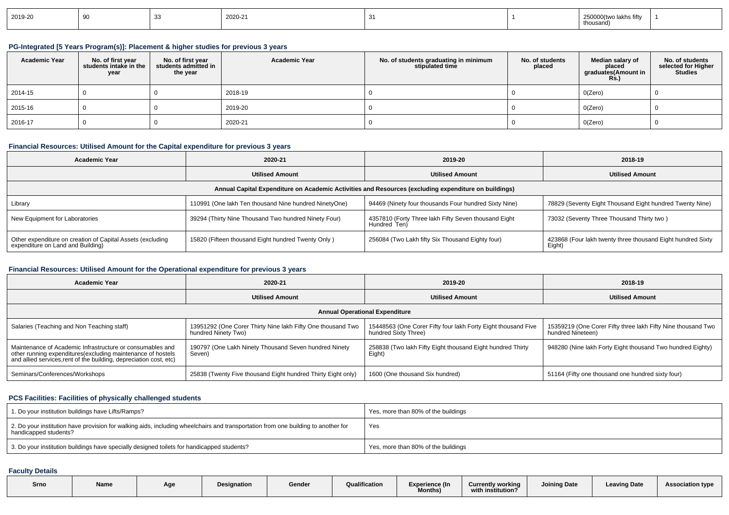| | | | | | | | |
|---|---|---|---|---|---|---|---|
| 2019-20 | 90 | 33 | 2020-21 | 31 | 1 | 250000(two lakhs fifty thousand) | 1 |

### PG-Integrated [5 Years Program(s)]: Placement & higher studies for previous 3 years

| Academic Year | No. of first year students intake in the year | No. of first year students admitted in the year | Academic Year | No. of students graduating in minimum stipulated time | No. of students placed | Median salary of placed graduates(Amount in Rs.) | No. of students selected for Higher Studies |
|---|---|---|---|---|---|---|---|
| 2014-15 | 0 | 0 | 2018-19 | 0 | 0 | 0(Zero) | 0 |
| 2015-16 | 0 | 0 | 2019-20 | 0 | 0 | 0(Zero) | 0 |
| 2016-17 | 0 | 0 | 2020-21 | 0 | 0 | 0(Zero) | 0 |

### Financial Resources: Utilised Amount for the Capital expenditure for previous 3 years

| Academic Year | 2020-21 | 2019-20 | 2018-19 |
|---|---|---|---|
| | Utilised Amount | Utilised Amount | Utilised Amount |
| Annual Capital Expenditure on Academic Activities and Resources (excluding expenditure on buildings) | | | |
| Library | 110991 (One lakh Ten thousand Nine hundred NinetyOne) | 94469 (Ninety four thousands Four hundred Sixty Nine) | 78829 (Seventy Eight Thousand Eight hundred Twenty Nine) |
| New Equipment for Laboratories | 39294 (Thirty Nine Thousand Two hundred Ninety Four) | 4357810 (Forty Three lakh Fifty Seven thousand Eight Hundred Ten) | 73032 (Seventy Three Thousand Thirty two ) |
| Other expenditure on creation of Capital Assets (excluding expenditure on Land and Building) | 15820 (Fifteen thousand Eight hundred Twenty Only ) | 256084 (Two Lakh fifty Six Thousand Eighty four) | 423868 (Four lakh twenty three thousand Eight hundred Sixty Eight) |

### Financial Resources: Utilised Amount for the Operational expenditure for previous 3 years

| Academic Year | 2020-21 | 2019-20 | 2018-19 |
|---|---|---|---|
| | Utilised Amount | Utilised Amount | Utilised Amount |
| Annual Operational Expenditure | | | |
| Salaries (Teaching and Non Teaching staff) | 13951292 (One Corer Thirty Nine lakh Fifty One thousand Two hundred Ninety Two) | 15448563 (One Corer Fifty four lakh Forty Eight thousand Five hundred Sixty Three) | 15359219 (One Corer Fifty three lakh Fifty Nine thousand Two hundred Nineteen) |
| Maintenance of Academic Infrastructure or consumables and other running expenditures(excluding maintenance of hostels and allied services,rent of the building, depreciation cost, etc) | 190797 (One Lakh Ninety Thousand Seven hundred Ninety Seven) | 258838 (Two lakh Fifty Eight thousand Eight hundred Thirty Eight) | 948280 (Nine lakh Forty Eight thousand Two hundred Eighty) |
| Seminars/Conferences/Workshops | 25838 (Twenty Five thousand Eight hundred Thirty Eight only) | 1600 (One thousand Six hundred) | 51164 (Fifty one thousand one hundred sixty four) |

### PCS Facilities: Facilities of physically challenged students

| | |
|---|---|
| 1. Do your institution buildings have Lifts/Ramps? | Yes, more than 80% of the buildings |
| 2. Do your institution have provision for walking aids, including wheelchairs and transportation from one building to another for handicapped students? | Yes |
| 3. Do your institution buildings have specially designed toilets for handicapped students? | Yes, more than 80% of the buildings |

### Faculty Details

| Srno | Name | Age | Designation | Gender | Qualification | Experience (In Months) | Currently working with institution? | Joining Date | Leaving Date | Association type |
|---|---|---|---|---|---|---|---|---|---|---|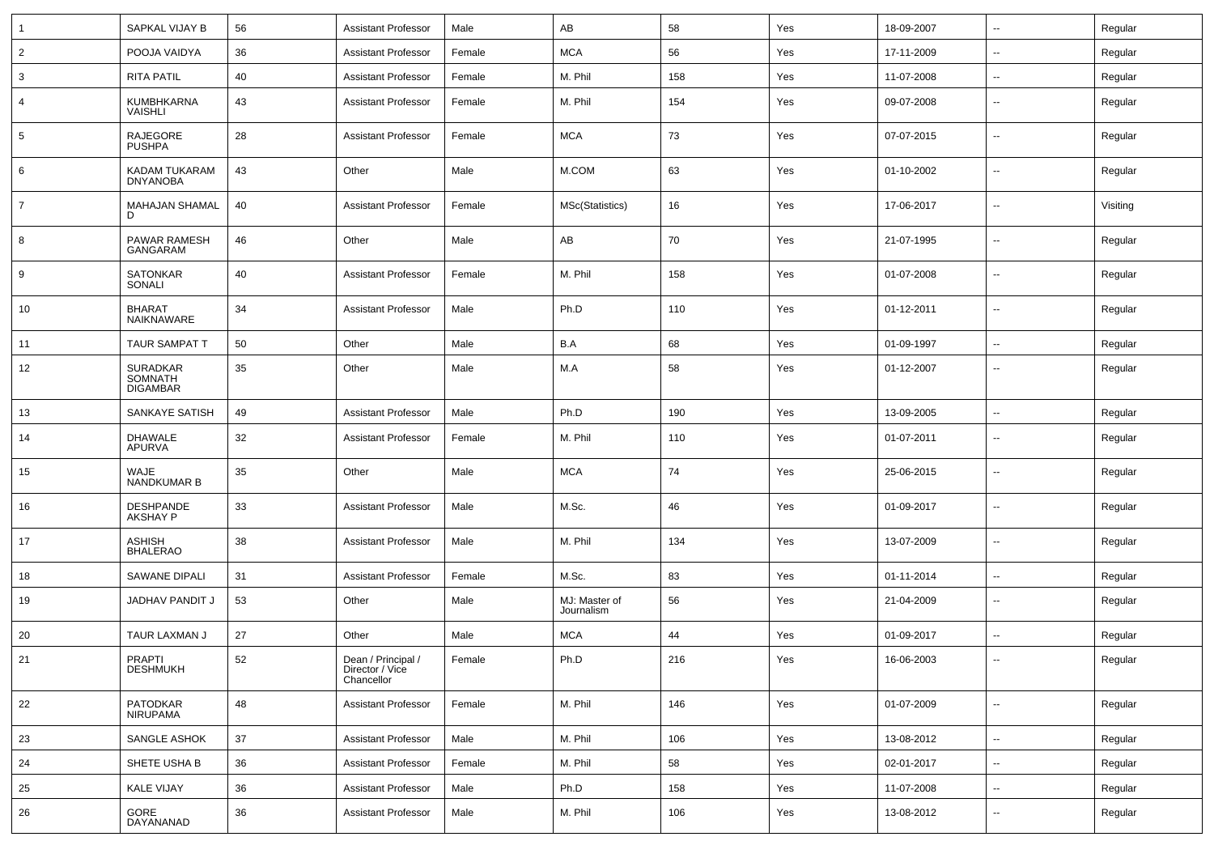| | | | | | | | | | | |
|---|---|---|---|---|---|---|---|---|---|---|
| 1 | SAPKAL VIJAY B | 56 | Assistant Professor | Male | AB | 58 | Yes | 18-09-2007 | -- | Regular |
| 2 | POOJA VAIDYA | 36 | Assistant Professor | Female | MCA | 56 | Yes | 17-11-2009 | -- | Regular |
| 3 | RITA PATIL | 40 | Assistant Professor | Female | M. Phil | 158 | Yes | 11-07-2008 | -- | Regular |
| 4 | KUMBHKARNA VAISHLI | 43 | Assistant Professor | Female | M. Phil | 154 | Yes | 09-07-2008 | -- | Regular |
| 5 | RAJEGORE PUSHPA | 28 | Assistant Professor | Female | MCA | 73 | Yes | 07-07-2015 | -- | Regular |
| 6 | KADAM TUKARAM DNYANOBA | 43 | Other | Male | M.COM | 63 | Yes | 01-10-2002 | -- | Regular |
| 7 | MAHAJAN SHAMAL D | 40 | Assistant Professor | Female | MSc(Statistics) | 16 | Yes | 17-06-2017 | -- | Visiting |
| 8 | PAWAR RAMESH GANGARAM | 46 | Other | Male | AB | 70 | Yes | 21-07-1995 | -- | Regular |
| 9 | SATONKAR SONALI | 40 | Assistant Professor | Female | M. Phil | 158 | Yes | 01-07-2008 | -- | Regular |
| 10 | BHARAT NAIKNAWARE | 34 | Assistant Professor | Male | Ph.D | 110 | Yes | 01-12-2011 | -- | Regular |
| 11 | TAUR SAMPAT T | 50 | Other | Male | B.A | 68 | Yes | 01-09-1997 | -- | Regular |
| 12 | SURADKAR SOMNATH DIGAMBAR | 35 | Other | Male | M.A | 58 | Yes | 01-12-2007 | -- | Regular |
| 13 | SANKAYE SATISH | 49 | Assistant Professor | Male | Ph.D | 190 | Yes | 13-09-2005 | -- | Regular |
| 14 | DHAWALE APURVA | 32 | Assistant Professor | Female | M. Phil | 110 | Yes | 01-07-2011 | -- | Regular |
| 15 | WAJE NANDKUMAR B | 35 | Other | Male | MCA | 74 | Yes | 25-06-2015 | -- | Regular |
| 16 | DESHPANDE AKSHAY P | 33 | Assistant Professor | Male | M.Sc. | 46 | Yes | 01-09-2017 | -- | Regular |
| 17 | ASHISH BHALERAO | 38 | Assistant Professor | Male | M. Phil | 134 | Yes | 13-07-2009 | -- | Regular |
| 18 | SAWANE DIPALI | 31 | Assistant Professor | Female | M.Sc. | 83 | Yes | 01-11-2014 | -- | Regular |
| 19 | JADHAV PANDIT J | 53 | Other | Male | MJ: Master of Journalism | 56 | Yes | 21-04-2009 | -- | Regular |
| 20 | TAUR LAXMAN J | 27 | Other | Male | MCA | 44 | Yes | 01-09-2017 | -- | Regular |
| 21 | PRAPTI DESHMUKH | 52 | Dean / Principal / Director / Vice Chancellor | Female | Ph.D | 216 | Yes | 16-06-2003 | -- | Regular |
| 22 | PATODKAR NIRUPAMA | 48 | Assistant Professor | Female | M. Phil | 146 | Yes | 01-07-2009 | -- | Regular |
| 23 | SANGLE ASHOK | 37 | Assistant Professor | Male | M. Phil | 106 | Yes | 13-08-2012 | -- | Regular |
| 24 | SHETE USHA B | 36 | Assistant Professor | Female | M. Phil | 58 | Yes | 02-01-2017 | -- | Regular |
| 25 | KALE VIJAY | 36 | Assistant Professor | Male | Ph.D | 158 | Yes | 11-07-2008 | -- | Regular |
| 26 | GORE DAYANANAD | 36 | Assistant Professor | Male | M. Phil | 106 | Yes | 13-08-2012 | -- | Regular |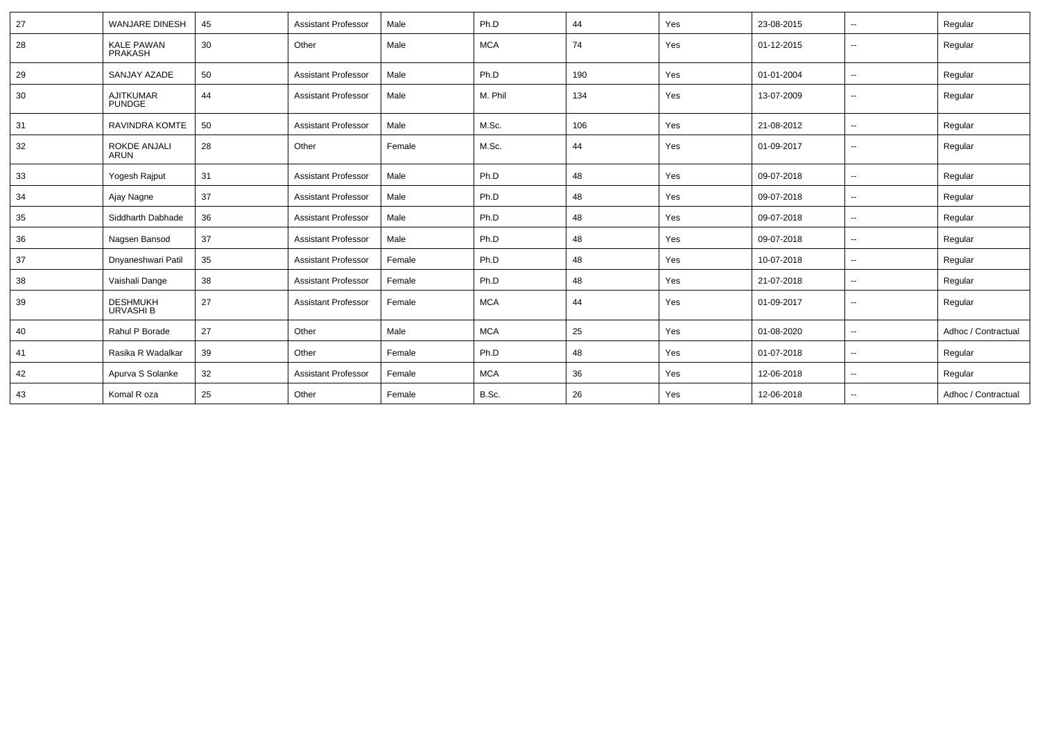| | | | | | | | | | | |
|---|---|---|---|---|---|---|---|---|---|---|
| 27 | WANJARE DINESH | 45 | Assistant Professor | Male | Ph.D | 44 | Yes | 23-08-2015 | -- | Regular |
| 28 | KALE PAWAN PRAKASH | 30 | Other | Male | MCA | 74 | Yes | 01-12-2015 | -- | Regular |
| 29 | SANJAY AZADE | 50 | Assistant Professor | Male | Ph.D | 190 | Yes | 01-01-2004 | -- | Regular |
| 30 | AJITKUMAR PUNDGE | 44 | Assistant Professor | Male | M. Phil | 134 | Yes | 13-07-2009 | -- | Regular |
| 31 | RAVINDRA KOMTE | 50 | Assistant Professor | Male | M.Sc. | 106 | Yes | 21-08-2012 | -- | Regular |
| 32 | ROKDE ANJALI ARUN | 28 | Other | Female | M.Sc. | 44 | Yes | 01-09-2017 | -- | Regular |
| 33 | Yogesh Rajput | 31 | Assistant Professor | Male | Ph.D | 48 | Yes | 09-07-2018 | -- | Regular |
| 34 | Ajay Nagne | 37 | Assistant Professor | Male | Ph.D | 48 | Yes | 09-07-2018 | -- | Regular |
| 35 | Siddharth Dabhade | 36 | Assistant Professor | Male | Ph.D | 48 | Yes | 09-07-2018 | -- | Regular |
| 36 | Nagsen Bansod | 37 | Assistant Professor | Male | Ph.D | 48 | Yes | 09-07-2018 | -- | Regular |
| 37 | Dnyaneshwari Patil | 35 | Assistant Professor | Female | Ph.D | 48 | Yes | 10-07-2018 | -- | Regular |
| 38 | Vaishali Dange | 38 | Assistant Professor | Female | Ph.D | 48 | Yes | 21-07-2018 | -- | Regular |
| 39 | DESHMUKH URVASHI B | 27 | Assistant Professor | Female | MCA | 44 | Yes | 01-09-2017 | -- | Regular |
| 40 | Rahul P Borade | 27 | Other | Male | MCA | 25 | Yes | 01-08-2020 | -- | Adhoc / Contractual |
| 41 | Rasika R Wadalkar | 39 | Other | Female | Ph.D | 48 | Yes | 01-07-2018 | -- | Regular |
| 42 | Apurva S Solanke | 32 | Assistant Professor | Female | MCA | 36 | Yes | 12-06-2018 | -- | Regular |
| 43 | Komal R oza | 25 | Other | Female | B.Sc. | 26 | Yes | 12-06-2018 | -- | Adhoc / Contractual |